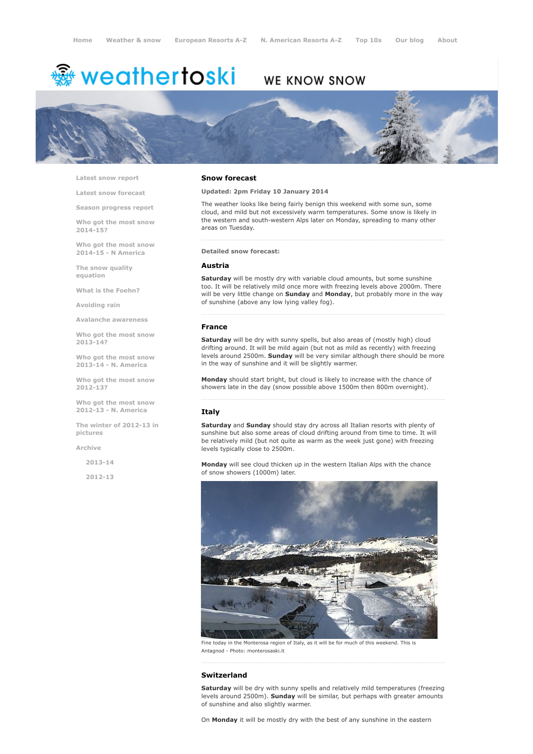Home | Weather & snow | European Resorts A-Z | N. American Resorts A-Z | Top 10s | Our blog | About

weathertoski WE KNOW SNOW

- Latest snow report
- Latest snow forecast
- Season progress report
- Who got the most snow 2014-15?
- Who got the most snow 2014-15 - N America
- The snow quality equation
- What is the Foehn?
- Avoiding rain
- Avalanche awareness
- Who got the most snow 2013-14?
- Who got the most snow 2013-14 - N. America
- Who got the most snow 2012-13?
- Who got the most snow 2012-13 - N. America
- The winter of 2012-13 in pictures
- Archive
  - 2013-14
  - 2012-13

## Snow forecast

**Updated: 2pm Friday 10 January 2014**

The weather looks like being fairly benign this weekend with some sun, some cloud, and mild but not excessively warm temperatures. Some snow is likely in the western and south-western Alps later on Monday, spreading to many other areas on Tuesday.

**Detailed snow forecast:**

### Austria

**Saturday** will be mostly dry with variable cloud amounts, but some sunshine too. It will be relatively mild once more with freezing levels above 2000m. There will be very little change on **Sunday** and **Monday**, but probably more in the way of sunshine (above any low lying valley fog).

### France

**Saturday** will be dry with sunny spells, but also areas of (mostly high) cloud drifting around. It will be mild again (but not as mild as recently) with freezing levels around 2500m. **Sunday** will be very similar although there should be more in the way of sunshine and it will be slightly warmer.

**Monday** should start bright, but cloud is likely to increase with the chance of showers late in the day (snow possible above 1500m then 800m overnight).

### Italy

**Saturday** and **Sunday** should stay dry across all Italian resorts with plenty of sunshine but also some areas of cloud drifting around from time to time. It will be relatively mild (but not quite as warm as the week just gone) with freezing levels typically close to 2500m.

**Monday** will see cloud thicken up in the western Italian Alps with the chance of snow showers (1000m) later.

Fine today in the Monterosa region of Italy, as it will be for much of this weekend. This is Antagnod - Photo: monterosaski.it

### Switzerland

**Saturday** will be dry with sunny spells and relatively mild temperatures (freezing levels around 2500m). **Sunday** will be similar, but perhaps with greater amounts of sunshine and also slightly warmer.

On **Monday** it will be mostly dry with the best of any sunshine in the eastern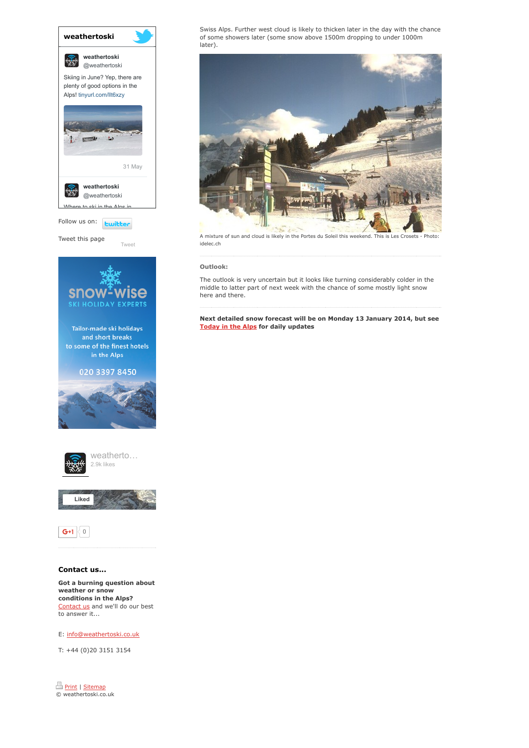Swiss Alps. Further west cloud is likely to thicken later in the day with the chance of some showers later (some snow above 1500m dropping to under 1000m later).

A mixture of sun and cloud is likely in the Portes du Soleil this weekend. This is Les Crosets - Photo: idelec.ch

**Outlook:**

The outlook is very uncertain but it looks like turning considerably colder in the middle to latter part of next week with the chance of some mostly light snow here and there.

**Next detailed snow forecast will be on Monday 13 January 2014, but see [Today in the Alps] for daily updates**

**weathertoski**

weathertoski @weathertoski

Skiing in June? Yep, there are plenty of good options in the Alps! tinyurl.com/llt6xzy

31 May

weathertoski @weathertoski

Where to ski in the Alps in

Follow us on: twitter

Tweet this page Tweet

snow-wise
SKI HOLIDAY EXPERTS

Tailor-made ski holidays and short breaks to some of the finest hotels in the Alps

020 3397 8450

weatherto... 2.9k likes

Liked

G+1 0

### Contact us...

**Got a burning question about weather or snow conditions in the Alps?**
[Contact us] and we'll do our best to answer it...

E: [info@weathertoski.co.uk]

T: +44 (0)20 3151 3154

Print | Sitemap
© weathertoski.co.uk